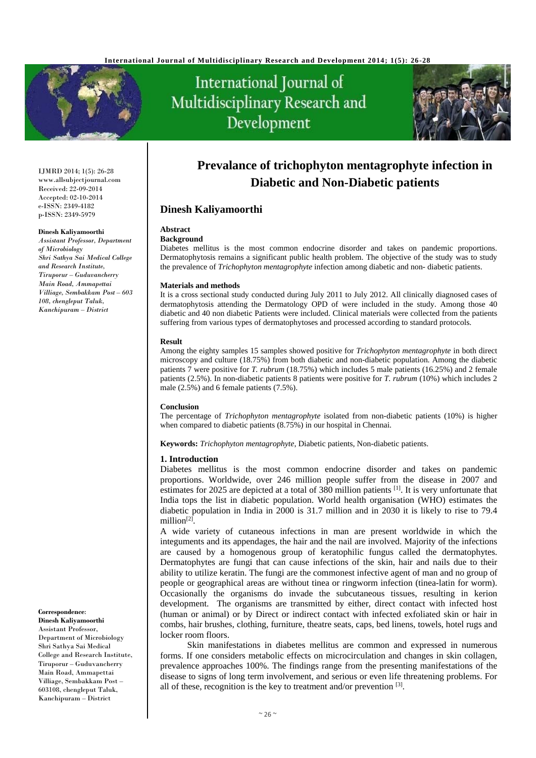# Prevalance of trichophyton mentagrophyte infection in Diabetic and Non-Diabetic patients

## Dinesh Kaliyamoorthi

IJMRD 2014; 1(5): 26-28
www.allsubjectjournal.com
Received: 22-09-2014
Accepted: 02-10-2014
e-ISSN: 2349-4182
p-ISSN: 2349-5979

**Dinesh Kaliyamoorthi**
*Assistant Professor, Department of Microbiology Shri Sathya Sai Medical College and Research Institute, Tiruporur – Guduvancherry Main Road, Ammapettai Villiage, Sembakkam Post – 603 108, chengleput Taluk, Kanchipuram – District*

**Correspondence**:
**Dinesh Kaliyamoorthi**
Assistant Professor, Department of Microbiology Shri Sathya Sai Medical College and Research Institute, Tiruporur – Guduvancherry Main Road, Ammapettai Villiage, Sembakkam Post – 603108, chengleput Taluk, Kanchipuram – District

### Abstract

**Background**

Diabetes mellitus is the most common endocrine disorder and takes on pandemic proportions. Dermatophytosis remains a significant public health problem. The objective of the study was to study the prevalence of *Trichophyton mentagrophyte* infection among diabetic and non- diabetic patients.

**Materials and methods**

It is a cross sectional study conducted during July 2011 to July 2012. All clinically diagnosed cases of dermatophytosis attending the Dermatology OPD of were included in the study. Among those 40 diabetic and 40 non diabetic Patients were included. Clinical materials were collected from the patients suffering from various types of dermatophytoses and processed according to standard protocols.

**Result**

Among the eighty samples 15 samples showed positive for *Trichophyton mentagrophyte* in both direct microscopy and culture (18.75%) from both diabetic and non-diabetic population. Among the diabetic patients 7 were positive for *T. rubrum* (18.75%) which includes 5 male patients (16.25%) and 2 female patients (2.5%). In non-diabetic patients 8 patients were positive for *T. rubrum* (10%) which includes 2 male (2.5%) and 6 female patients (7.5%).

**Conclusion**

The percentage of *Trichophyton mentagrophyte* isolated from non-diabetic patients (10%) is higher when compared to diabetic patients (8.75%) in our hospital in Chennai.

**Keywords:** *Trichophyton mentagrophyte*, Diabetic patients, Non-diabetic patients.

### 1. Introduction

Diabetes mellitus is the most common endocrine disorder and takes on pandemic proportions. Worldwide, over 246 million people suffer from the disease in 2007 and estimates for 2025 are depicted at a total of 380 million patients [1]. It is very unfortunate that India tops the list in diabetic population. World health organisation (WHO) estimates the diabetic population in India in 2000 is 31.7 million and in 2030 it is likely to rise to 79.4 million[2].

A wide variety of cutaneous infections in man are present worldwide in which the integuments and its appendages, the hair and the nail are involved. Majority of the infections are caused by a homogenous group of keratophilic fungus called the dermatophytes. Dermatophytes are fungi that can cause infections of the skin, hair and nails due to their ability to utilize keratin. The fungi are the commonest infective agent of man and no group of people or geographical areas are without tinea or ringworm infection (tinea-latin for worm). Occasionally the organisms do invade the subcutaneous tissues, resulting in kerion development. The organisms are transmitted by either, direct contact with infected host (human or animal) or by Direct or indirect contact with infected exfoliated skin or hair in combs, hair brushes, clothing, furniture, theatre seats, caps, bed linens, towels, hotel rugs and locker room floors.

Skin manifestations in diabetes mellitus are common and expressed in numerous forms. If one considers metabolic effects on microcirculation and changes in skin collagen, prevalence approaches 100%. The findings range from the presenting manifestations of the disease to signs of long term involvement, and serious or even life threatening problems. For all of these, recognition is the key to treatment and/or prevention [3].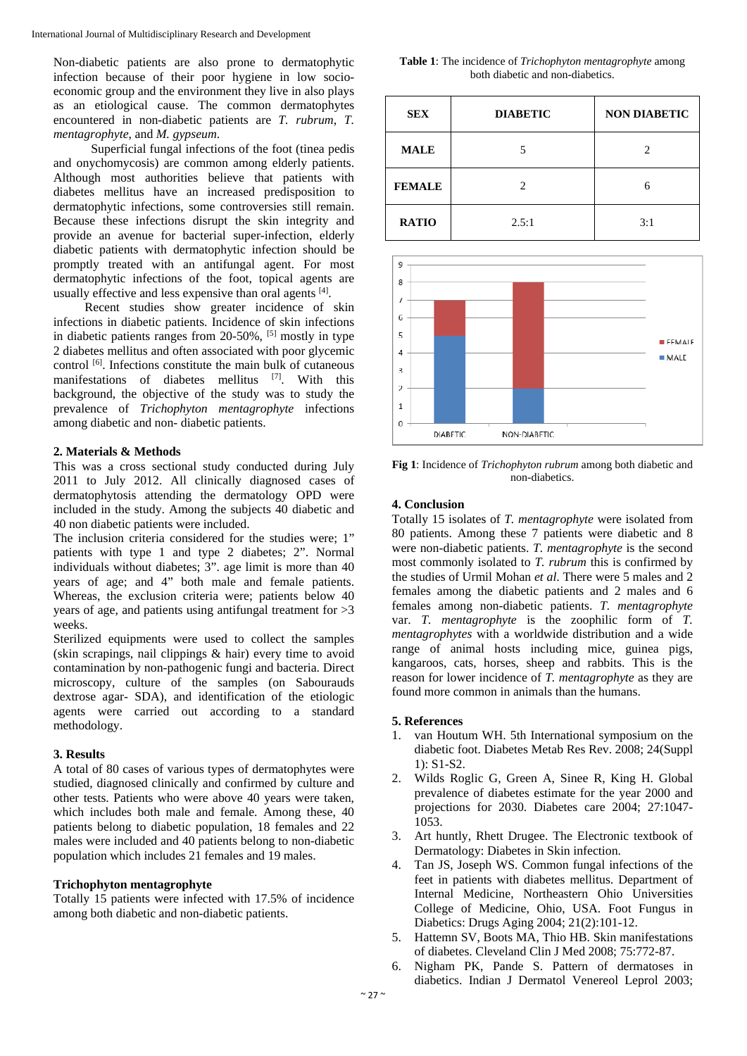Non-diabetic patients are also prone to dermatophytic infection because of their poor hygiene in low socio-economic group and the environment they live in also plays as an etiological cause. The common dermatophytes encountered in non-diabetic patients are *T. rubrum*, *T. mentagrophyte*, and *M. gypseum*.

Superficial fungal infections of the foot (tinea pedis and onychomycosis) are common among elderly patients. Although most authorities believe that patients with diabetes mellitus have an increased predisposition to dermatophytic infections, some controversies still remain. Because these infections disrupt the skin integrity and provide an avenue for bacterial super-infection, elderly diabetic patients with dermatophytic infection should be promptly treated with an antifungal agent. For most dermatophytic infections of the foot, topical agents are usually effective and less expensive than oral agents [4].

Recent studies show greater incidence of skin infections in diabetic patients. Incidence of skin infections in diabetic patients ranges from 20-50%, [5] mostly in type 2 diabetes mellitus and often associated with poor glycemic control [6]. Infections constitute the main bulk of cutaneous manifestations of diabetes mellitus [7]. With this background, the objective of the study was to study the prevalence of *Trichophyton mentagrophyte* infections among diabetic and non- diabetic patients.

## 2. Materials & Methods

This was a cross sectional study conducted during July 2011 to July 2012. All clinically diagnosed cases of dermatophytosis attending the dermatology OPD were included in the study. Among the subjects 40 diabetic and 40 non diabetic patients were included.

The inclusion criteria considered for the studies were; 1" patients with type 1 and type 2 diabetes; 2". Normal individuals without diabetes; 3". age limit is more than 40 years of age; and 4" both male and female patients. Whereas, the exclusion criteria were; patients below 40 years of age, and patients using antifungal treatment for >3 weeks.

Sterilized equipments were used to collect the samples (skin scrapings, nail clippings & hair) every time to avoid contamination by non-pathogenic fungi and bacteria. Direct microscopy, culture of the samples (on Sabourauds dextrose agar- SDA), and identification of the etiologic agents were carried out according to a standard methodology.

## 3. Results

A total of 80 cases of various types of dermatophytes were studied, diagnosed clinically and confirmed by culture and other tests. Patients who were above 40 years were taken, which includes both male and female. Among these, 40 patients belong to diabetic population, 18 females and 22 males were included and 40 patients belong to non-diabetic population which includes 21 females and 19 males.

### Trichophyton mentagrophyte

Totally 15 patients were infected with 17.5% of incidence among both diabetic and non-diabetic patients.

**Table 1**: The incidence of *Trichophyton mentagrophyte* among both diabetic and non-diabetics.

| SEX | DIABETIC | NON DIABETIC |
|---|---|---|
| MALE | 5 | 2 |
| FEMALE | 2 | 6 |
| RATIO | 2.5:1 | 3:1 |

**Fig 1**: Incidence of *Trichophyton rubrum* among both diabetic and non-diabetics.

## 4. Conclusion

Totally 15 isolates of *T. mentagrophyte* were isolated from 80 patients. Among these 7 patients were diabetic and 8 were non-diabetic patients. *T. mentagrophyte* is the second most commonly isolated to *T. rubrum* this is confirmed by the studies of Urmil Mohan *et al*. There were 5 males and 2 females among the diabetic patients and 2 males and 6 females among non-diabetic patients. *T. mentagrophyte* var. *T. mentagrophyte* is the zoophilic form of *T. mentagrophytes* with a worldwide distribution and a wide range of animal hosts including mice, guinea pigs, kangaroos, cats, horses, sheep and rabbits. This is the reason for lower incidence of *T. mentagrophyte* as they are found more common in animals than the humans.

## 5. References

1. van Houtum WH. 5th International symposium on the diabetic foot. Diabetes Metab Res Rev. 2008; 24(Suppl 1): S1-S2.
2. Wilds Roglic G, Green A, Sinee R, King H. Global prevalence of diabetes estimate for the year 2000 and projections for 2030. Diabetes care 2004; 27:1047-1053.
3. Art huntly, Rhett Drugee. The Electronic textbook of Dermatology: Diabetes in Skin infection.
4. Tan JS, Joseph WS. Common fungal infections of the feet in patients with diabetes mellitus. Department of Internal Medicine, Northeastern Ohio Universities College of Medicine, Ohio, USA. Foot Fungus in Diabetics: Drugs Aging 2004; 21(2):101-12.
5. Hattemn SV, Boots MA, Thio HB. Skin manifestations of diabetes. Cleveland Clin J Med 2008; 75:772-87.
6. Nigham PK, Pande S. Pattern of dermatoses in diabetics. Indian J Dermatol Venereol Leprol 2003;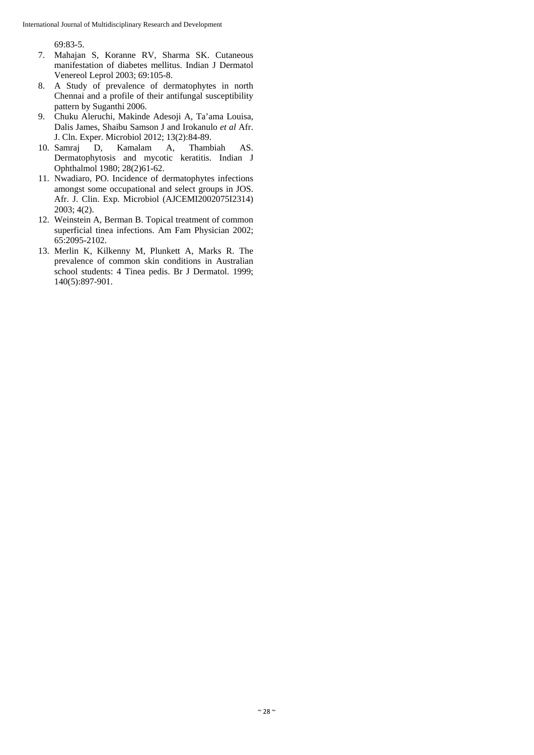69:83-5.

7. Mahajan S, Koranne RV, Sharma SK. Cutaneous manifestation of diabetes mellitus. Indian J Dermatol Venereol Leprol 2003; 69:105-8.
8. A Study of prevalence of dermatophytes in north Chennai and a profile of their antifungal susceptibility pattern by Suganthi 2006.
9. Chuku Aleruchi, Makinde Adesoji A, Ta'ama Louisa, Dalis James, Shaibu Samson J and Irokanulo *et al* Afr. J. Cln. Exper. Microbiol 2012; 13(2):84-89.
10. Samraj D, Kamalam A, Thambiah AS. Dermatophytosis and mycotic keratitis. Indian J Ophthalmol 1980; 28(2)61-62.
11. Nwadiaro, PO. Incidence of dermatophytes infections amongst some occupational and select groups in JOS. Afr. J. Clin. Exp. Microbiol (AJCEMI2002075I2314) 2003; 4(2).
12. Weinstein A, Berman B. Topical treatment of common superficial tinea infections. Am Fam Physician 2002; 65:2095-2102.
13. Merlin K, Kilkenny M, Plunkett A, Marks R. The prevalence of common skin conditions in Australian school students: 4 Tinea pedis. Br J Dermatol. 1999; 140(5):897-901.